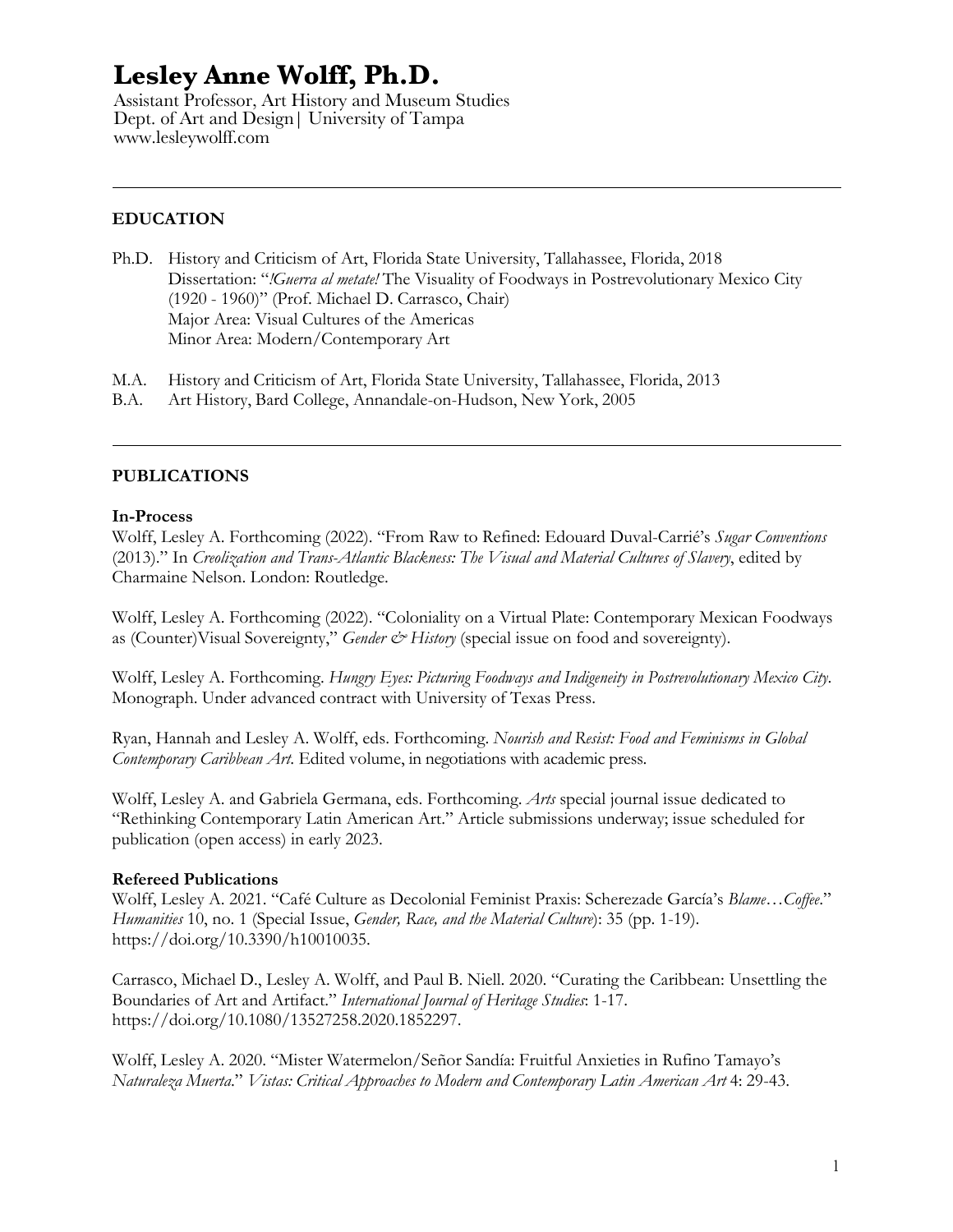# Lesley Anne Wolff, Ph.D.

Assistant Professor, Art History and Museum Studies
Dept. of Art and Design| University of Tampa
www.lesleywolff.com

---

## EDUCATION

Ph.D. History and Criticism of Art, Florida State University, Tallahassee, Florida, 2018
Dissertation: "*¡Guerra al metate!* The Visuality of Foodways in Postrevolutionary Mexico City (1920 - 1960)" (Prof. Michael D. Carrasco, Chair)
Major Area: Visual Cultures of the Americas
Minor Area: Modern/Contemporary Art

M.A. History and Criticism of Art, Florida State University, Tallahassee, Florida, 2013
B.A. Art History, Bard College, Annandale-on-Hudson, New York, 2005

---

## PUBLICATIONS

### In-Process

Wolff, Lesley A. Forthcoming (2022). "From Raw to Refined: Edouard Duval-Carrié's *Sugar Conventions* (2013)." In *Creolization and Trans-Atlantic Blackness: The Visual and Material Cultures of Slavery*, edited by Charmaine Nelson. London: Routledge.

Wolff, Lesley A. Forthcoming (2022). "Coloniality on a Virtual Plate: Contemporary Mexican Foodways as (Counter)Visual Sovereignty," *Gender & History* (special issue on food and sovereignty).

Wolff, Lesley A. Forthcoming. *Hungry Eyes: Picturing Foodways and Indigeneity in Postrevolutionary Mexico City*. Monograph. Under advanced contract with University of Texas Press.

Ryan, Hannah and Lesley A. Wolff, eds. Forthcoming. *Nourish and Resist: Food and Feminisms in Global Contemporary Caribbean Art.* Edited volume, in negotiations with academic press.

Wolff, Lesley A. and Gabriela Germana, eds. Forthcoming. *Arts* special journal issue dedicated to "Rethinking Contemporary Latin American Art." Article submissions underway; issue scheduled for publication (open access) in early 2023.

### Refereed Publications

Wolff, Lesley A. 2021. "Café Culture as Decolonial Feminist Praxis: Scherezade García's *Blame…Coffee*." *Humanities* 10, no. 1 (Special Issue, *Gender, Race, and the Material Culture*): 35 (pp. 1-19). https://doi.org/10.3390/h10010035.

Carrasco, Michael D., Lesley A. Wolff, and Paul B. Niell. 2020. "Curating the Caribbean: Unsettling the Boundaries of Art and Artifact." *International Journal of Heritage Studies*: 1-17. https://doi.org/10.1080/13527258.2020.1852297.

Wolff, Lesley A. 2020. "Mister Watermelon/Señor Sandía: Fruitful Anxieties in Rufino Tamayo's *Naturaleza Muerta*." *Vistas: Critical Approaches to Modern and Contemporary Latin American Art* 4: 29-43.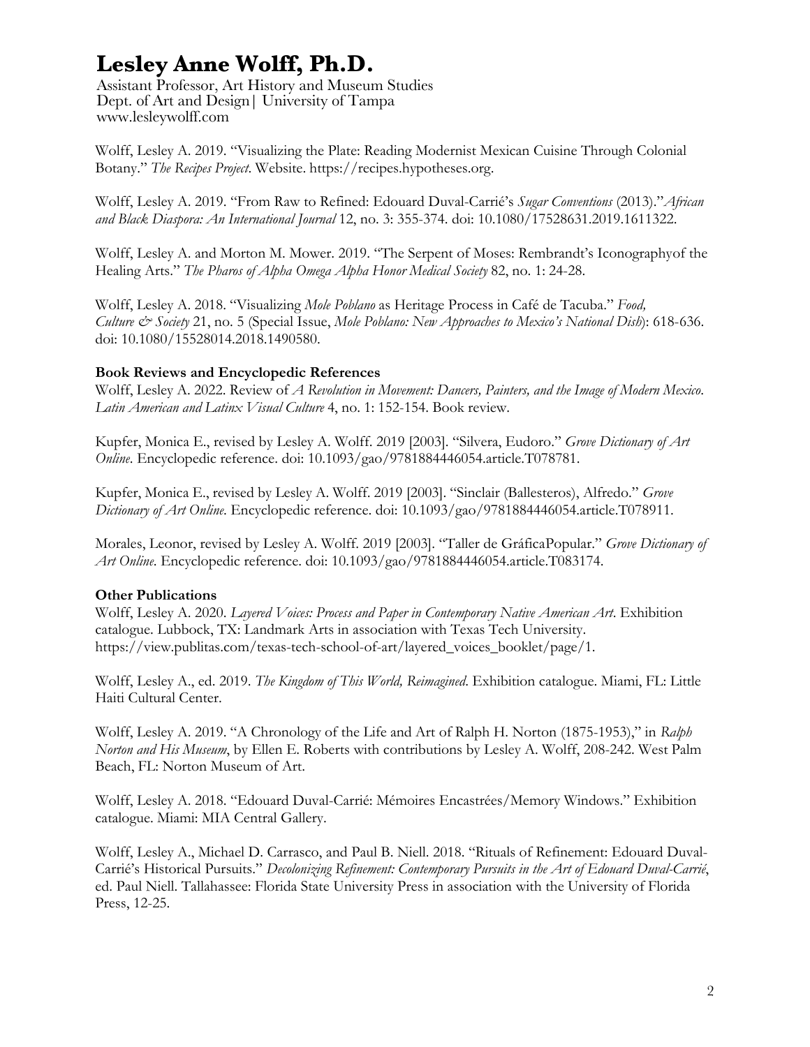# Lesley Anne Wolff, Ph.D.

Assistant Professor, Art History and Museum Studies
Dept. of Art and Design| University of Tampa
www.lesleywolff.com

Wolff, Lesley A. 2019. "Visualizing the Plate: Reading Modernist Mexican Cuisine Through Colonial Botany." *The Recipes Project*. Website. https:/recipes.hypotheses.org.

Wolff, Lesley A. 2019. "From Raw to Refined: Edouard Duval-Carrié's *Sugar Conventions* (2013)."*African and Black Diaspora: An International Journal* 12, no. 3: 355-374. doi: 10.1080/17528631.2019.1611322.

Wolff, Lesley A. and Morton M. Mower. 2019. "The Serpent of Moses: Rembrandt's Iconographyof the Healing Arts." *The Pharos of Alpha Omega Alpha Honor Medical Society* 82, no. 1: 24-28.

Wolff, Lesley A. 2018. "Visualizing *Mole Poblano* as Heritage Process in Café de Tacuba." *Food, Culture & Society* 21, no. 5 (Special Issue, *Mole Poblano: New Approaches to Mexico's National Dish*): 618-636. doi: 10.1080/15528014.2018.1490580.

**Book Reviews and Encyclopedic References**

Wolff, Lesley A. 2022. Review of *A Revolution in Movement: Dancers, Painters, and the Image of Modern Mexico*. *Latin American and Latinx Visual Culture* 4, no. 1: 152-154. Book review.

Kupfer, Monica E., revised by Lesley A. Wolff. 2019 [2003]. "Silvera, Eudoro." *Grove Dictionary of Art Online*. Encyclopedic reference. doi: 10.1093/gao/9781884446054.article.T078781.

Kupfer, Monica E., revised by Lesley A. Wolff. 2019 [2003]. "Sinclair (Ballesteros), Alfredo." *Grove Dictionary of Art Online*. Encyclopedic reference. doi: 10.1093/gao/9781884446054.article.T078911.

Morales, Leonor, revised by Lesley A. Wolff. 2019 [2003]. "Taller de GráficaPopular." *Grove Dictionary of Art Online*. Encyclopedic reference. doi: 10.1093/gao/9781884446054.article.T083174.

**Other Publications**

Wolff, Lesley A. 2020. *Layered Voices: Process and Paper in Contemporary Native American Art*. Exhibition catalogue. Lubbock, TX: Landmark Arts in association with Texas Tech University. https://view.publitas.com/texas-tech-school-of-art/layered_voices_booklet/page/1.

Wolff, Lesley A., ed. 2019. *The Kingdom of This World, Reimagined*. Exhibition catalogue. Miami, FL: Little Haiti Cultural Center.

Wolff, Lesley A. 2019. "A Chronology of the Life and Art of Ralph H. Norton (1875-1953)," in *Ralph Norton and His Museum*, by Ellen E. Roberts with contributions by Lesley A. Wolff, 208-242. West Palm Beach, FL: Norton Museum of Art.

Wolff, Lesley A. 2018. "Edouard Duval-Carrié: Mémoires Encastrées/Memory Windows." Exhibition catalogue. Miami: MIA Central Gallery.

Wolff, Lesley A., Michael D. Carrasco, and Paul B. Niell. 2018. "Rituals of Refinement: Edouard Duval-Carrié's Historical Pursuits." *Decolonizing Refinement: Contemporary Pursuits in the Art of Edouard Duval-Carrié*, ed. Paul Niell. Tallahassee: Florida State University Press in association with the University of Florida Press, 12-25.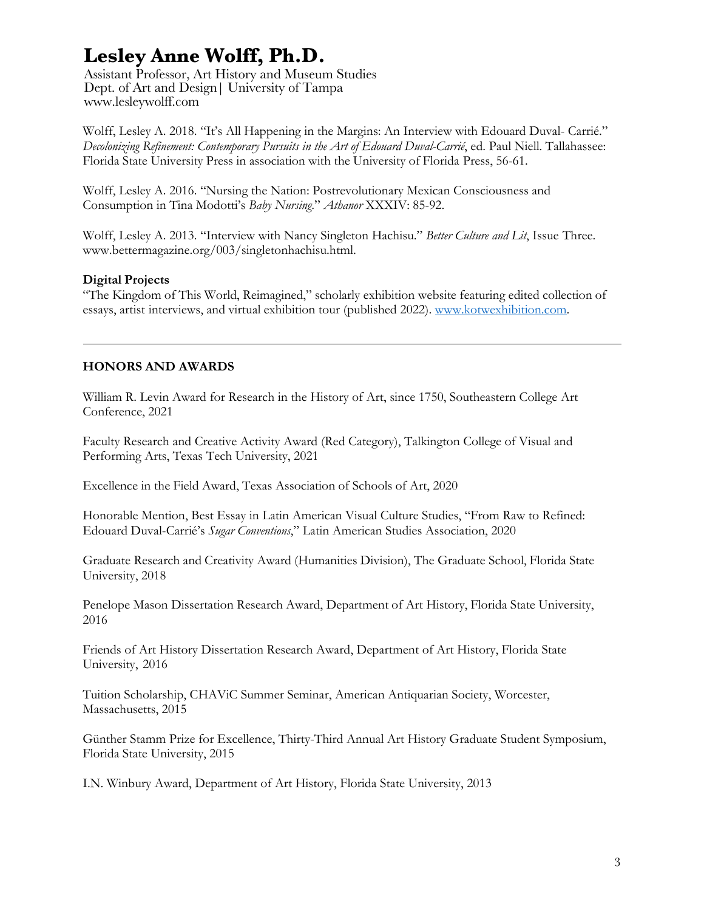Wolff, Lesley A. 2018. "It's All Happening in the Margins: An Interview with Edouard Duval- Carrié." *Decolonizing Refinement: Contemporary Pursuits in the Art of Edouard Duval-Carrié*, ed. Paul Niell. Tallahassee: Florida State University Press in association with the University of Florida Press, 56-61.

Wolff, Lesley A. 2016. "Nursing the Nation: Postrevolutionary Mexican Consciousness and Consumption in Tina Modotti's *Baby Nursing*." *Athanor* XXXIV: 85-92.

Wolff, Lesley A. 2013. "Interview with Nancy Singleton Hachisu." *Better Culture and Lit*, Issue Three. www.bettermagazine.org/003/singletonhachisu.html.

**Digital Projects**

"The Kingdom of This World, Reimagined," scholarly exhibition website featuring edited collection of essays, artist interviews, and virtual exhibition tour (published 2022). [www.kotwexhibition.com](www.kotwexhibition.com).

---

## HONORS AND AWARDS

William R. Levin Award for Research in the History of Art, since 1750, Southeastern College Art Conference, 2021

Faculty Research and Creative Activity Award (Red Category), Talkington College of Visual and Performing Arts, Texas Tech University, 2021

Excellence in the Field Award, Texas Association of Schools of Art, 2020

Honorable Mention, Best Essay in Latin American Visual Culture Studies, "From Raw to Refined: Edouard Duval-Carrié's *Sugar Conventions*," Latin American Studies Association, 2020

Graduate Research and Creativity Award (Humanities Division), The Graduate School, Florida State University, 2018

Penelope Mason Dissertation Research Award, Department of Art History, Florida State University, 2016

Friends of Art History Dissertation Research Award, Department of Art History, Florida State University, 2016

Tuition Scholarship, CHAViC Summer Seminar, American Antiquarian Society, Worcester, Massachusetts, 2015

Günther Stamm Prize for Excellence, Thirty-Third Annual Art History Graduate Student Symposium, Florida State University, 2015

I.N. Winbury Award, Department of Art History, Florida State University, 2013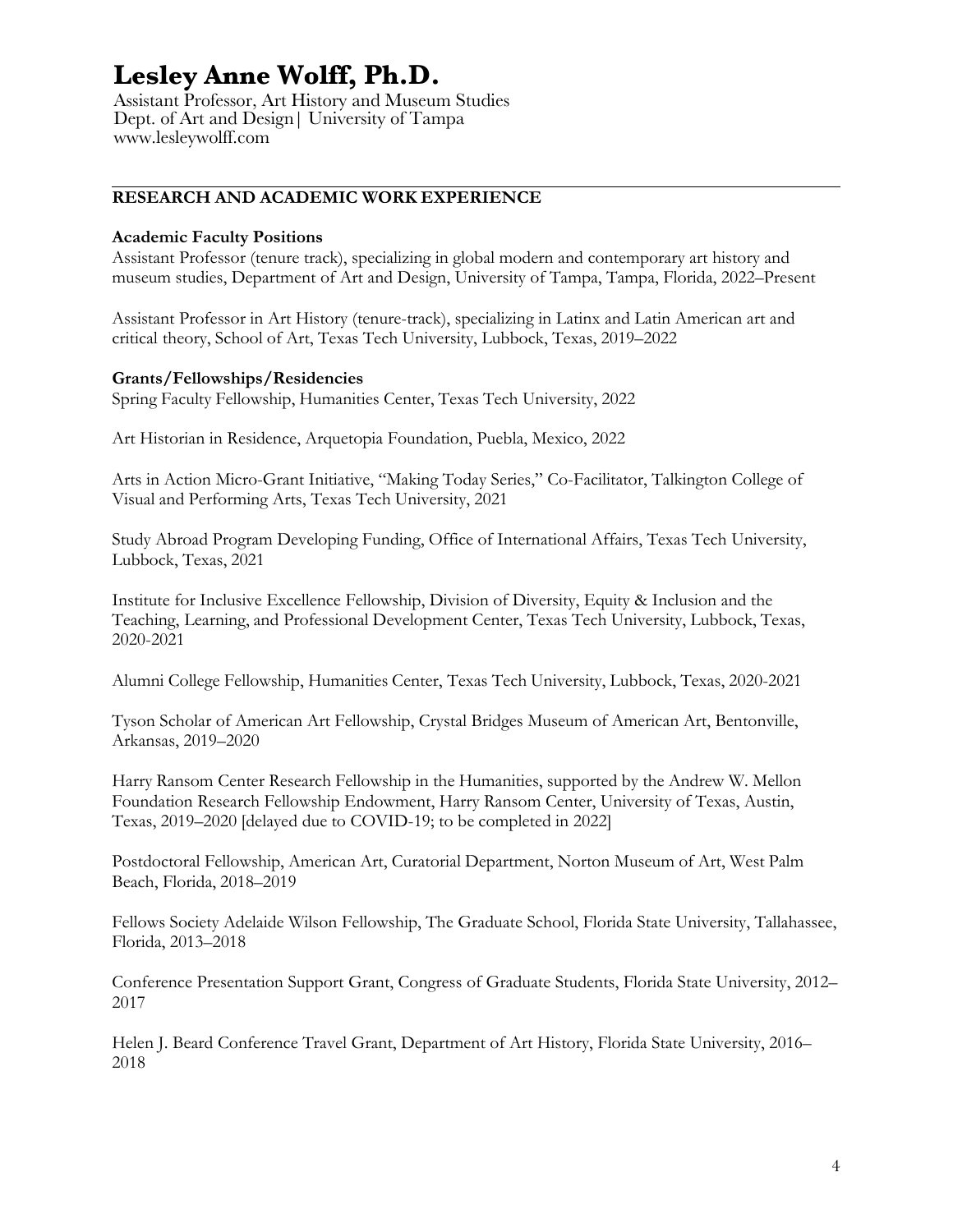# Lesley Anne Wolff, Ph.D.

Assistant Professor, Art History and Museum Studies
Dept. of Art and Design| University of Tampa
www.lesleywolff.com

---

## RESEARCH AND ACADEMIC WORK EXPERIENCE

### Academic Faculty Positions

Assistant Professor (tenure track), specializing in global modern and contemporary art history and museum studies, Department of Art and Design, University of Tampa, Tampa, Florida, 2022–Present

Assistant Professor in Art History (tenure-track), specializing in Latinx and Latin American art and critical theory, School of Art, Texas Tech University, Lubbock, Texas, 2019–2022

### Grants/Fellowships/Residencies

Spring Faculty Fellowship, Humanities Center, Texas Tech University, 2022

Art Historian in Residence, Arquetopia Foundation, Puebla, Mexico, 2022

Arts in Action Micro-Grant Initiative, "Making Today Series," Co-Facilitator, Talkington College of Visual and Performing Arts, Texas Tech University, 2021

Study Abroad Program Developing Funding, Office of International Affairs, Texas Tech University, Lubbock, Texas, 2021

Institute for Inclusive Excellence Fellowship, Division of Diversity, Equity & Inclusion and the Teaching, Learning, and Professional Development Center, Texas Tech University, Lubbock, Texas, 2020-2021

Alumni College Fellowship, Humanities Center, Texas Tech University, Lubbock, Texas, 2020-2021

Tyson Scholar of American Art Fellowship, Crystal Bridges Museum of American Art, Bentonville, Arkansas, 2019–2020

Harry Ransom Center Research Fellowship in the Humanities, supported by the Andrew W. Mellon Foundation Research Fellowship Endowment, Harry Ransom Center, University of Texas, Austin, Texas, 2019–2020 [delayed due to COVID-19; to be completed in 2022]

Postdoctoral Fellowship, American Art, Curatorial Department, Norton Museum of Art, West Palm Beach, Florida, 2018–2019

Fellows Society Adelaide Wilson Fellowship, The Graduate School, Florida State University, Tallahassee, Florida, 2013–2018

Conference Presentation Support Grant, Congress of Graduate Students, Florida State University, 2012–2017

Helen J. Beard Conference Travel Grant, Department of Art History, Florida State University, 2016–2018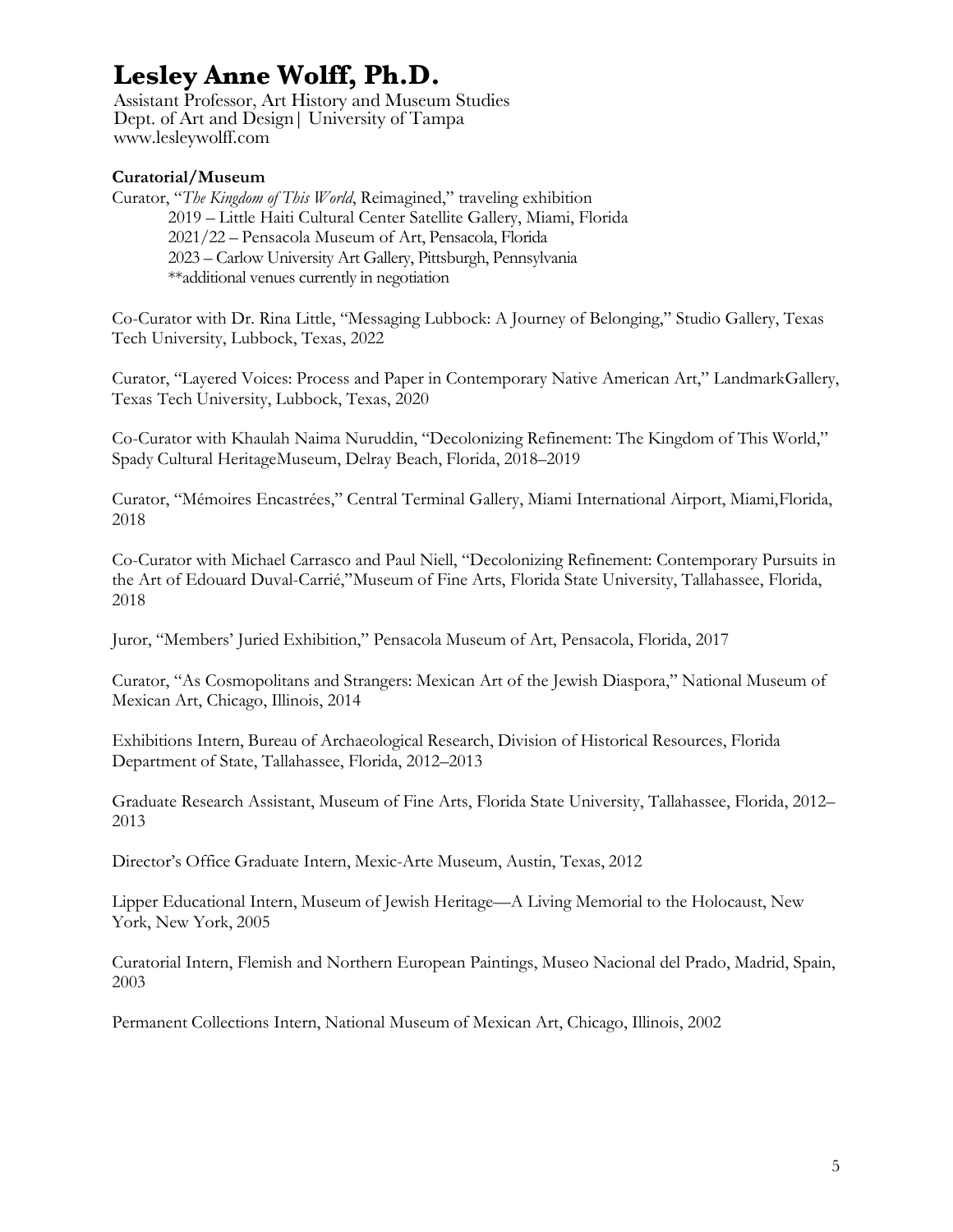# Lesley Anne Wolff, Ph.D.

Assistant Professor, Art History and Museum Studies
Dept. of Art and Design| University of Tampa
www.lesleywolff.com

**Curatorial/Museum**

Curator, "*The Kingdom of This World*, Reimagined," traveling exhibition
- 2019 – Little Haiti Cultural Center Satellite Gallery, Miami, Florida
- 2021/22 – Pensacola Museum of Art, Pensacola, Florida
- 2023 – Carlow University Art Gallery, Pittsburgh, Pennsylvania
- **additional venues currently in negotiation

Co-Curator with Dr. Rina Little, "Messaging Lubbock: A Journey of Belonging," Studio Gallery, Texas Tech University, Lubbock, Texas, 2022

Curator, "Layered Voices: Process and Paper in Contemporary Native American Art," LandmarkGallery, Texas Tech University, Lubbock, Texas, 2020

Co-Curator with Khaulah Naima Nuruddin, "Decolonizing Refinement: The Kingdom of This World," Spady Cultural HeritageMuseum, Delray Beach, Florida, 2018–2019

Curator, "Mémoires Encastrées," Central Terminal Gallery, Miami International Airport, Miami,Florida, 2018

Co-Curator with Michael Carrasco and Paul Niell, "Decolonizing Refinement: Contemporary Pursuits in the Art of Edouard Duval-Carrié,"Museum of Fine Arts, Florida State University, Tallahassee, Florida, 2018

Juror, "Members' Juried Exhibition," Pensacola Museum of Art, Pensacola, Florida, 2017

Curator, "As Cosmopolitans and Strangers: Mexican Art of the Jewish Diaspora," National Museum of Mexican Art, Chicago, Illinois, 2014

Exhibitions Intern, Bureau of Archaeological Research, Division of Historical Resources, Florida Department of State, Tallahassee, Florida, 2012–2013

Graduate Research Assistant, Museum of Fine Arts, Florida State University, Tallahassee, Florida, 2012–2013

Director's Office Graduate Intern, Mexic-Arte Museum, Austin, Texas, 2012

Lipper Educational Intern, Museum of Jewish Heritage—A Living Memorial to the Holocaust, New York, New York, 2005

Curatorial Intern, Flemish and Northern European Paintings, Museo Nacional del Prado, Madrid, Spain, 2003

Permanent Collections Intern, National Museum of Mexican Art, Chicago, Illinois, 2002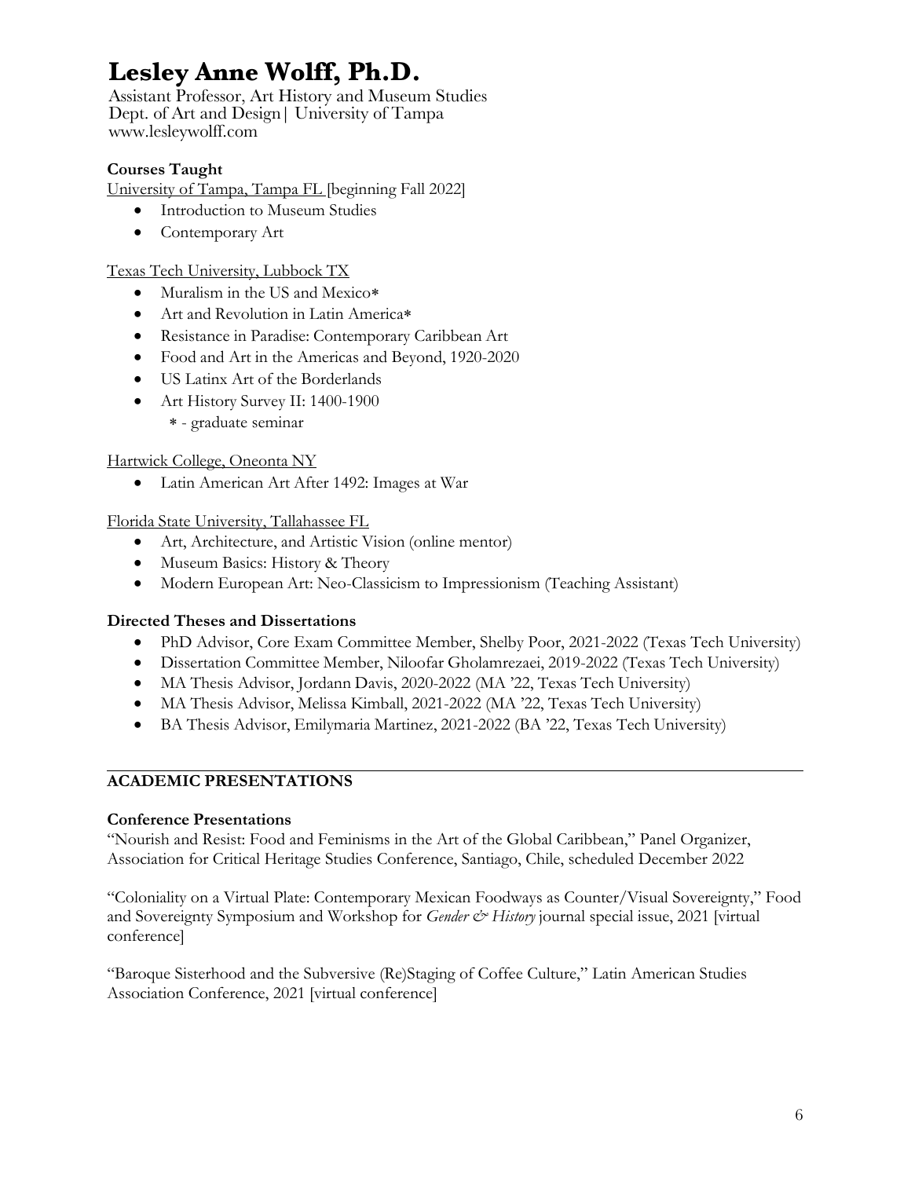# Lesley Anne Wolff, Ph.D.

Assistant Professor, Art History and Museum Studies
Dept. of Art and Design| University of Tampa
www.lesleywolff.com

**Courses Taught**

University of Tampa, Tampa FL [beginning Fall 2022]

- Introduction to Museum Studies
- Contemporary Art

Texas Tech University, Lubbock TX

- Muralism in the US and Mexico*
- Art and Revolution in Latin America*
- Resistance in Paradise: Contemporary Caribbean Art
- Food and Art in the Americas and Beyond, 1920-2020
- US Latinx Art of the Borderlands
- Art History Survey II: 1400-1900
  - * - graduate seminar

Hartwick College, Oneonta NY

- Latin American Art After 1492: Images at War

Florida State University, Tallahassee FL

- Art, Architecture, and Artistic Vision (online mentor)
- Museum Basics: History & Theory
- Modern European Art: Neo-Classicism to Impressionism (Teaching Assistant)

**Directed Theses and Dissertations**

- PhD Advisor, Core Exam Committee Member, Shelby Poor, 2021-2022 (Texas Tech University)
- Dissertation Committee Member, Niloofar Gholamrezaei, 2019-2022 (Texas Tech University)
- MA Thesis Advisor, Jordann Davis, 2020-2022 (MA '22, Texas Tech University)
- MA Thesis Advisor, Melissa Kimball, 2021-2022 (MA '22, Texas Tech University)
- BA Thesis Advisor, Emilymaria Martinez, 2021-2022 (BA '22, Texas Tech University)

---

## ACADEMIC PRESENTATIONS

**Conference Presentations**

"Nourish and Resist: Food and Feminisms in the Art of the Global Caribbean," Panel Organizer, Association for Critical Heritage Studies Conference, Santiago, Chile, scheduled December 2022

"Coloniality on a Virtual Plate: Contemporary Mexican Foodways as Counter/Visual Sovereignty," Food and Sovereignty Symposium and Workshop for *Gender & History* journal special issue, 2021 [virtual conference]

"Baroque Sisterhood and the Subversive (Re)Staging of Coffee Culture," Latin American Studies Association Conference, 2021 [virtual conference]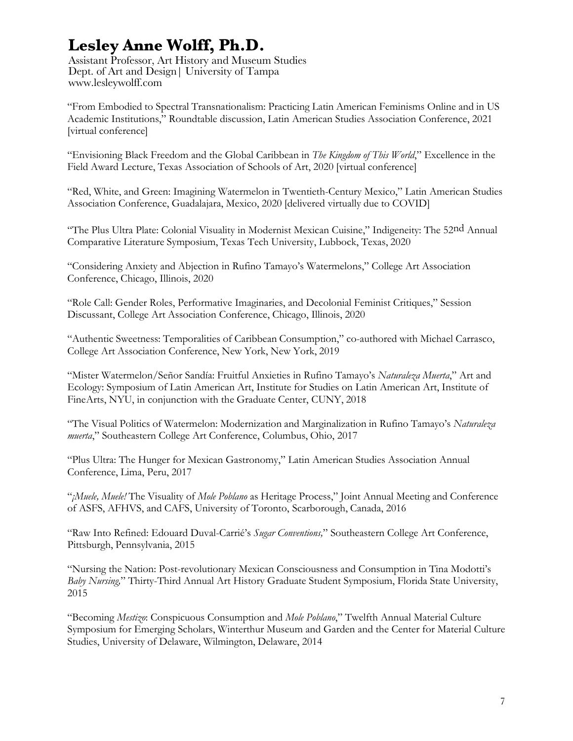# Lesley Anne Wolff, Ph.D.

Assistant Professor, Art History and Museum Studies
Dept. of Art and Design| University of Tampa
www.lesleywolff.com

"From Embodied to Spectral Transnationalism: Practicing Latin American Feminisms Online and in US Academic Institutions," Roundtable discussion, Latin American Studies Association Conference, 2021 [virtual conference]

"Envisioning Black Freedom and the Global Caribbean in *The Kingdom of This World*," Excellence in the Field Award Lecture, Texas Association of Schools of Art, 2020 [virtual conference]

"Red, White, and Green: Imagining Watermelon in Twentieth-Century Mexico," Latin American Studies Association Conference, Guadalajara, Mexico, 2020 [delivered virtually due to COVID]

"The Plus Ultra Plate: Colonial Visuality in Modernist Mexican Cuisine," Indigeneity: The 52nd Annual Comparative Literature Symposium, Texas Tech University, Lubbock, Texas, 2020

"Considering Anxiety and Abjection in Rufino Tamayo's Watermelons," College Art Association Conference, Chicago, Illinois, 2020

"Role Call: Gender Roles, Performative Imaginaries, and Decolonial Feminist Critiques," Session Discussant, College Art Association Conference, Chicago, Illinois, 2020

"Authentic Sweetness: Temporalities of Caribbean Consumption," co-authored with Michael Carrasco, College Art Association Conference, New York, New York, 2019

"Mister Watermelon/Señor Sandía: Fruitful Anxieties in Rufino Tamayo's *Naturaleza Muerta*," Art and Ecology: Symposium of Latin American Art, Institute for Studies on Latin American Art, Institute of FineArts, NYU, in conjunction with the Graduate Center, CUNY, 2018

"The Visual Politics of Watermelon: Modernization and Marginalization in Rufino Tamayo's *Naturaleza muerta*," Southeastern College Art Conference, Columbus, Ohio, 2017

"Plus Ultra: The Hunger for Mexican Gastronomy," Latin American Studies Association Annual Conference, Lima, Peru, 2017

"*¡Muele, Muele!* The Visuality of *Mole Poblano* as Heritage Process," Joint Annual Meeting and Conference of ASFS, AFHVS, and CAFS, University of Toronto, Scarborough, Canada, 2016

"Raw Into Refined: Edouard Duval-Carrié's *Sugar Conventions,*" Southeastern College Art Conference, Pittsburgh, Pennsylvania, 2015

"Nursing the Nation: Post-revolutionary Mexican Consciousness and Consumption in Tina Modotti's *Baby Nursing,*" Thirty-Third Annual Art History Graduate Student Symposium, Florida State University, 2015

"Becoming *Mestizo*: Conspicuous Consumption and *Mole Poblano*," Twelfth Annual Material Culture Symposium for Emerging Scholars, Winterthur Museum and Garden and the Center for Material Culture Studies, University of Delaware, Wilmington, Delaware, 2014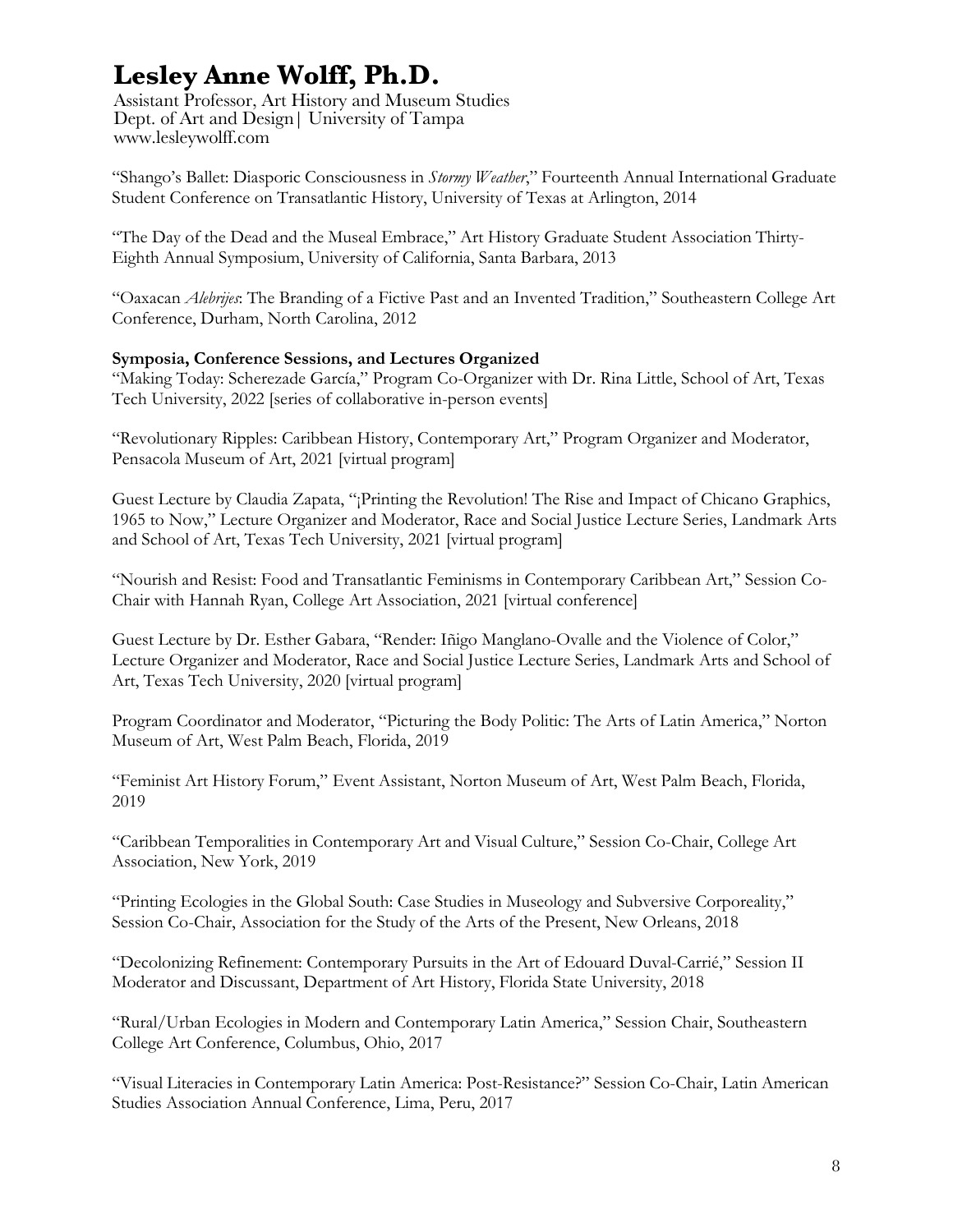"Shango's Ballet: Diasporic Consciousness in *Stormy Weather*," Fourteenth Annual International Graduate Student Conference on Transatlantic History, University of Texas at Arlington, 2014

"The Day of the Dead and the Museal Embrace," Art History Graduate Student Association Thirty-Eighth Annual Symposium, University of California, Santa Barbara, 2013

"Oaxacan *Alebrijes*: The Branding of a Fictive Past and an Invented Tradition," Southeastern College Art Conference, Durham, North Carolina, 2012

**Symposia, Conference Sessions, and Lectures Organized**

"Making Today: Scherezade García," Program Co-Organizer with Dr. Rina Little, School of Art, Texas Tech University, 2022 [series of collaborative in-person events]

"Revolutionary Ripples: Caribbean History, Contemporary Art," Program Organizer and Moderator, Pensacola Museum of Art, 2021 [virtual program]

Guest Lecture by Claudia Zapata, "¡Printing the Revolution! The Rise and Impact of Chicano Graphics, 1965 to Now," Lecture Organizer and Moderator, Race and Social Justice Lecture Series, Landmark Arts and School of Art, Texas Tech University, 2021 [virtual program]

"Nourish and Resist: Food and Transatlantic Feminisms in Contemporary Caribbean Art," Session Co-Chair with Hannah Ryan, College Art Association, 2021 [virtual conference]

Guest Lecture by Dr. Esther Gabara, "Render: Iñigo Manglano-Ovalle and the Violence of Color," Lecture Organizer and Moderator, Race and Social Justice Lecture Series, Landmark Arts and School of Art, Texas Tech University, 2020 [virtual program]

Program Coordinator and Moderator, "Picturing the Body Politic: The Arts of Latin America," Norton Museum of Art, West Palm Beach, Florida, 2019

"Feminist Art History Forum," Event Assistant, Norton Museum of Art, West Palm Beach, Florida, 2019

"Caribbean Temporalities in Contemporary Art and Visual Culture," Session Co-Chair, College Art Association, New York, 2019

"Printing Ecologies in the Global South: Case Studies in Museology and Subversive Corporeality," Session Co-Chair, Association for the Study of the Arts of the Present, New Orleans, 2018

"Decolonizing Refinement: Contemporary Pursuits in the Art of Edouard Duval-Carrié," Session II Moderator and Discussant, Department of Art History, Florida State University, 2018

"Rural/Urban Ecologies in Modern and Contemporary Latin America," Session Chair, Southeastern College Art Conference, Columbus, Ohio, 2017

"Visual Literacies in Contemporary Latin America: Post-Resistance?" Session Co-Chair, Latin American Studies Association Annual Conference, Lima, Peru, 2017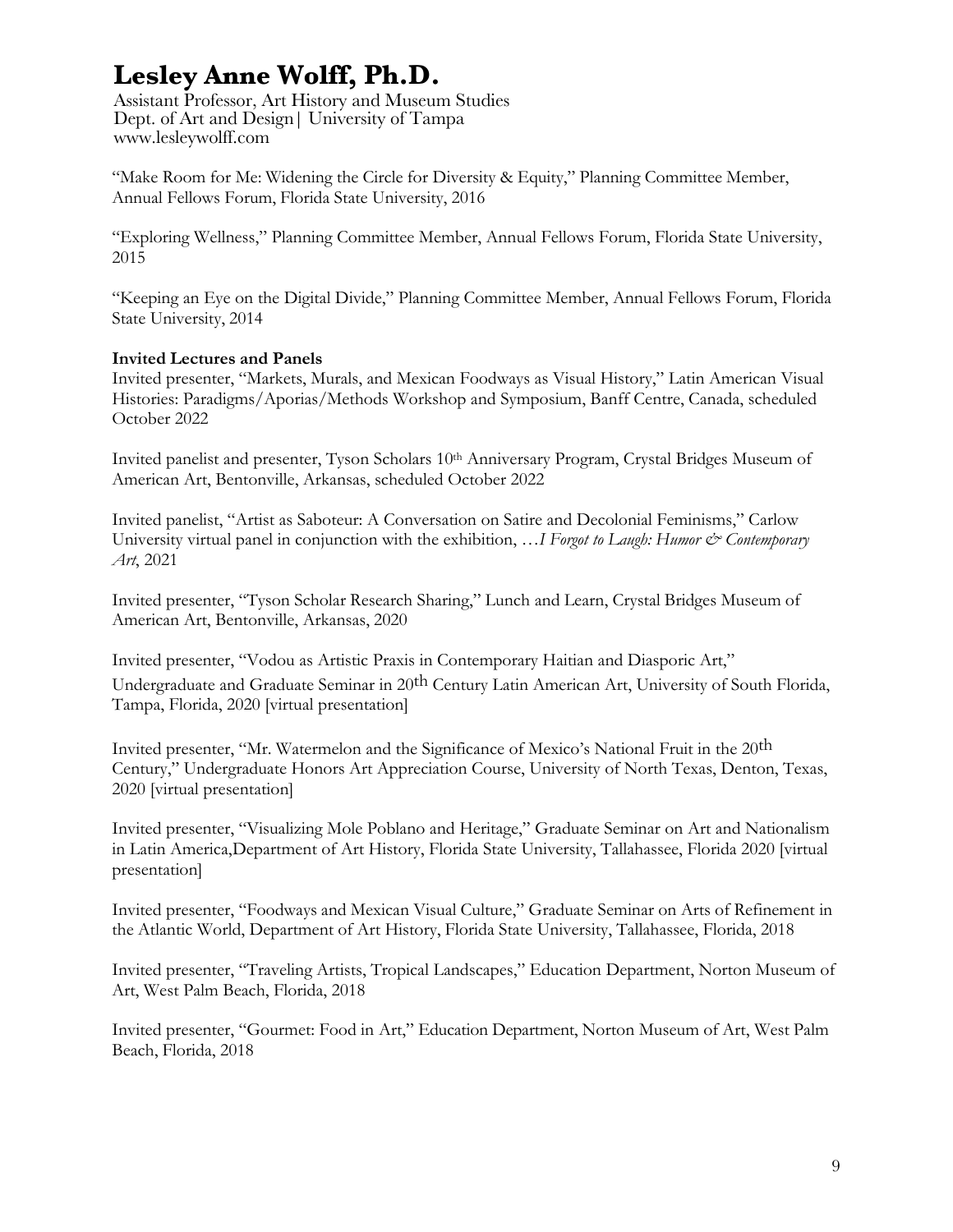"Make Room for Me: Widening the Circle for Diversity & Equity," Planning Committee Member, Annual Fellows Forum, Florida State University, 2016

"Exploring Wellness," Planning Committee Member, Annual Fellows Forum, Florida State University, 2015

"Keeping an Eye on the Digital Divide," Planning Committee Member, Annual Fellows Forum, Florida State University, 2014

**Invited Lectures and Panels**

Invited presenter, "Markets, Murals, and Mexican Foodways as Visual History," Latin American Visual Histories: Paradigms/Aporias/Methods Workshop and Symposium, Banff Centre, Canada, scheduled October 2022

Invited panelist and presenter, Tyson Scholars 10th Anniversary Program, Crystal Bridges Museum of American Art, Bentonville, Arkansas, scheduled October 2022

Invited panelist, "Artist as Saboteur: A Conversation on Satire and Decolonial Feminisms," Carlow University virtual panel in conjunction with the exhibition, …*I Forgot to Laugh: Humor & Contemporary Art*, 2021

Invited presenter, "Tyson Scholar Research Sharing," Lunch and Learn, Crystal Bridges Museum of American Art, Bentonville, Arkansas, 2020

Invited presenter, "Vodou as Artistic Praxis in Contemporary Haitian and Diasporic Art," Undergraduate and Graduate Seminar in 20th Century Latin American Art, University of South Florida, Tampa, Florida, 2020 [virtual presentation]

Invited presenter, "Mr. Watermelon and the Significance of Mexico's National Fruit in the 20th Century," Undergraduate Honors Art Appreciation Course, University of North Texas, Denton, Texas, 2020 [virtual presentation]

Invited presenter, "Visualizing Mole Poblano and Heritage," Graduate Seminar on Art and Nationalism in Latin America,Department of Art History, Florida State University, Tallahassee, Florida 2020 [virtual presentation]

Invited presenter, "Foodways and Mexican Visual Culture," Graduate Seminar on Arts of Refinement in the Atlantic World, Department of Art History, Florida State University, Tallahassee, Florida, 2018

Invited presenter, "Traveling Artists, Tropical Landscapes," Education Department, Norton Museum of Art, West Palm Beach, Florida, 2018

Invited presenter, "Gourmet: Food in Art," Education Department, Norton Museum of Art, West Palm Beach, Florida, 2018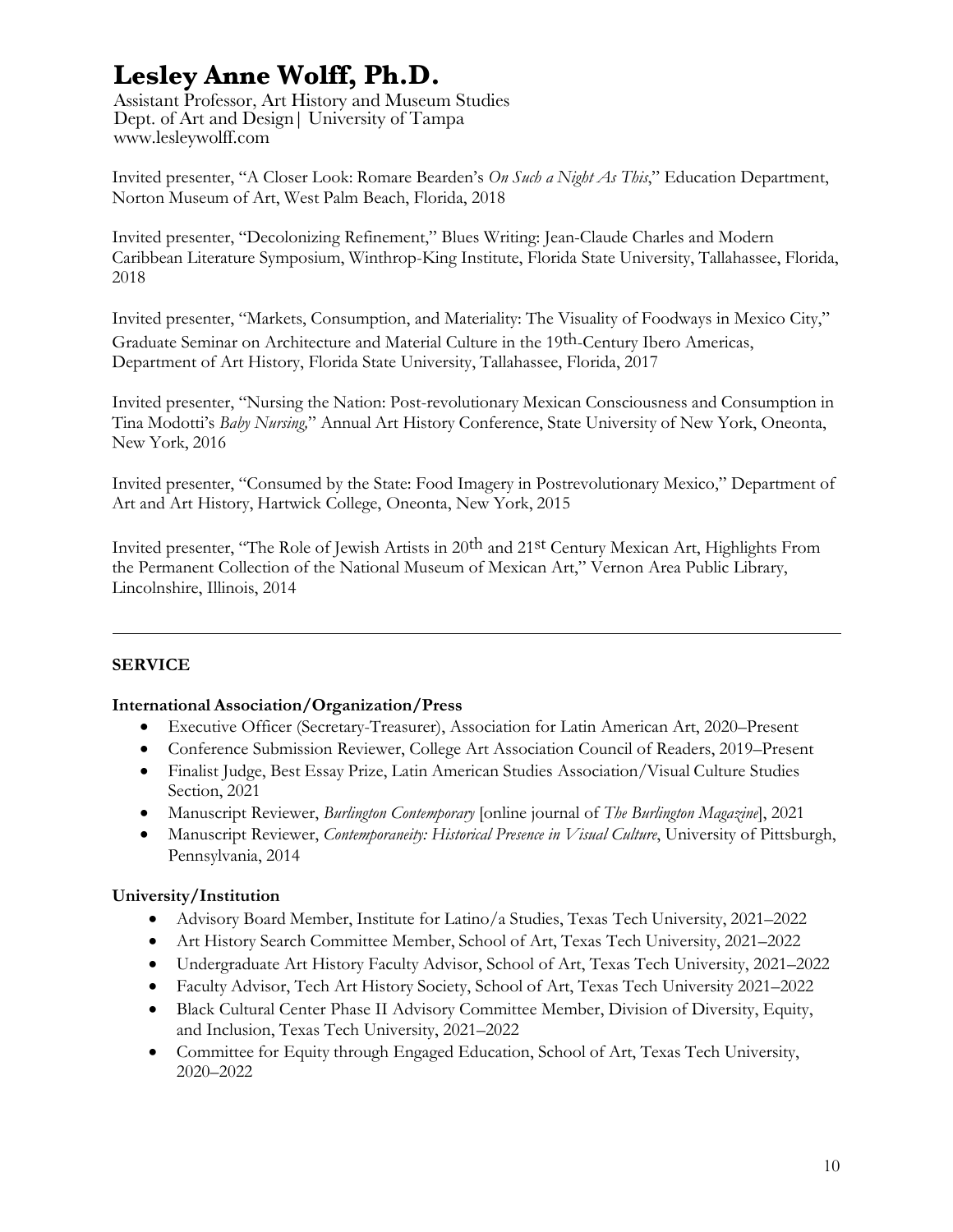Invited presenter, "A Closer Look: Romare Bearden's *On Such a Night As This*," Education Department, Norton Museum of Art, West Palm Beach, Florida, 2018

Invited presenter, "Decolonizing Refinement," Blues Writing: Jean-Claude Charles and Modern Caribbean Literature Symposium, Winthrop-King Institute, Florida State University, Tallahassee, Florida, 2018

Invited presenter, "Markets, Consumption, and Materiality: The Visuality of Foodways in Mexico City," Graduate Seminar on Architecture and Material Culture in the 19th-Century Ibero Americas, Department of Art History, Florida State University, Tallahassee, Florida, 2017

Invited presenter, "Nursing the Nation: Post-revolutionary Mexican Consciousness and Consumption in Tina Modotti's *Baby Nursing*," Annual Art History Conference, State University of New York, Oneonta, New York, 2016

Invited presenter, "Consumed by the State: Food Imagery in Postrevolutionary Mexico," Department of Art and Art History, Hartwick College, Oneonta, New York, 2015

Invited presenter, "The Role of Jewish Artists in 20th and 21st Century Mexican Art, Highlights From the Permanent Collection of the National Museum of Mexican Art," Vernon Area Public Library, Lincolnshire, Illinois, 2014

---

## SERVICE

### International Association/Organization/Press

- Executive Officer (Secretary-Treasurer), Association for Latin American Art, 2020–Present
- Conference Submission Reviewer, College Art Association Council of Readers, 2019–Present
- Finalist Judge, Best Essay Prize, Latin American Studies Association/Visual Culture Studies Section, 2021
- Manuscript Reviewer, *Burlington Contemporary* [online journal of *The Burlington Magazine*], 2021
- Manuscript Reviewer, *Contemporaneity: Historical Presence in Visual Culture*, University of Pittsburgh, Pennsylvania, 2014

### University/Institution

- Advisory Board Member, Institute for Latino/a Studies, Texas Tech University, 2021–2022
- Art History Search Committee Member, School of Art, Texas Tech University, 2021–2022
- Undergraduate Art History Faculty Advisor, School of Art, Texas Tech University, 2021–2022
- Faculty Advisor, Tech Art History Society, School of Art, Texas Tech University 2021–2022
- Black Cultural Center Phase II Advisory Committee Member, Division of Diversity, Equity, and Inclusion, Texas Tech University, 2021–2022
- Committee for Equity through Engaged Education, School of Art, Texas Tech University, 2020–2022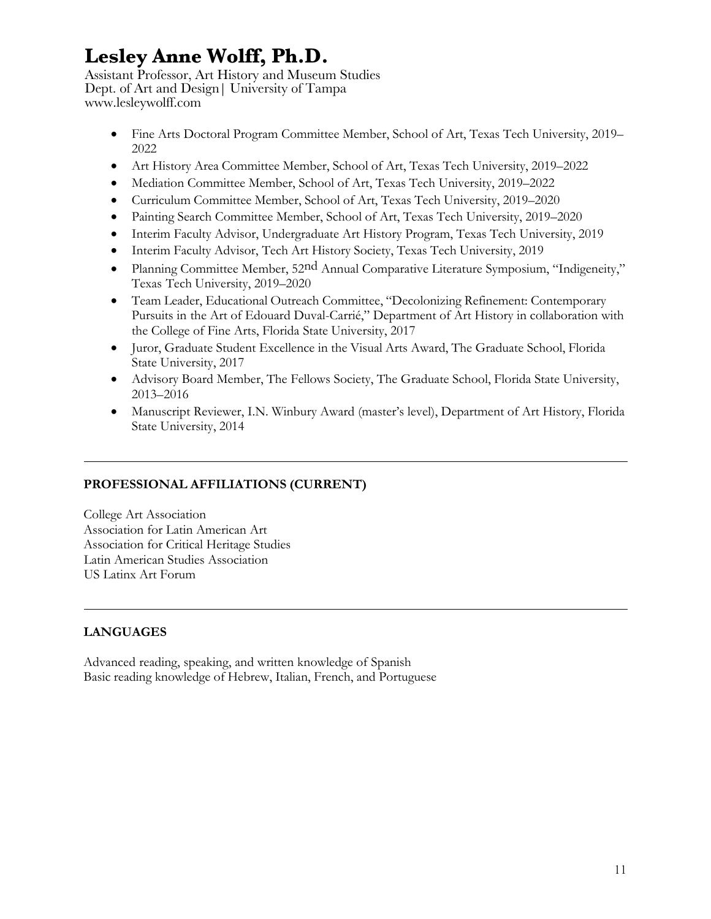# Lesley Anne Wolff, Ph.D.

Assistant Professor, Art History and Museum Studies
Dept. of Art and Design | University of Tampa
www.lesleywolff.com

- Fine Arts Doctoral Program Committee Member, School of Art, Texas Tech University, 2019–2022
- Art History Area Committee Member, School of Art, Texas Tech University, 2019–2022
- Mediation Committee Member, School of Art, Texas Tech University, 2019–2022
- Curriculum Committee Member, School of Art, Texas Tech University, 2019–2020
- Painting Search Committee Member, School of Art, Texas Tech University, 2019–2020
- Interim Faculty Advisor, Undergraduate Art History Program, Texas Tech University, 2019
- Interim Faculty Advisor, Tech Art History Society, Texas Tech University, 2019
- Planning Committee Member, 52nd Annual Comparative Literature Symposium, "Indigeneity," Texas Tech University, 2019–2020
- Team Leader, Educational Outreach Committee, "Decolonizing Refinement: Contemporary Pursuits in the Art of Edouard Duval-Carrié," Department of Art History in collaboration with the College of Fine Arts, Florida State University, 2017
- Juror, Graduate Student Excellence in the Visual Arts Award, The Graduate School, Florida State University, 2017
- Advisory Board Member, The Fellows Society, The Graduate School, Florida State University, 2013–2016
- Manuscript Reviewer, I.N. Winbury Award (master's level), Department of Art History, Florida State University, 2014

---

**PROFESSIONAL AFFILIATIONS (CURRENT)**

College Art Association
Association for Latin American Art
Association for Critical Heritage Studies
Latin American Studies Association
US Latinx Art Forum

---

**LANGUAGES**

Advanced reading, speaking, and written knowledge of Spanish
Basic reading knowledge of Hebrew, Italian, French, and Portuguese